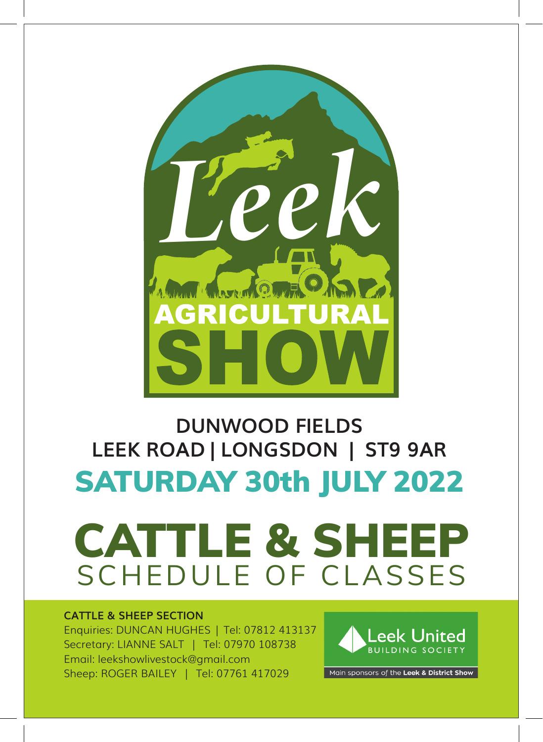# Leek AGRICULTURAL SHOW

## DUNWOOD FIELDS
## LEEK ROAD | LONGSDON | ST9 9AR

## SATURDAY 30th JULY 2022

# CATTLE & SHEEP
## SCHEDULE OF CLASSES

**CATTLE & SHEEP SECTION**
Enquiries: DUNCAN HUGHES | Tel: 07812 413137
Secretary: LIANNE SALT | Tel: 07970 108738
Email: leekshowlivestock@gmail.com
Sheep: ROGER BAILEY | Tel: 07761 417029

Leek United BUILDING SOCIETY
Main sponsors of the **Leek & District Show**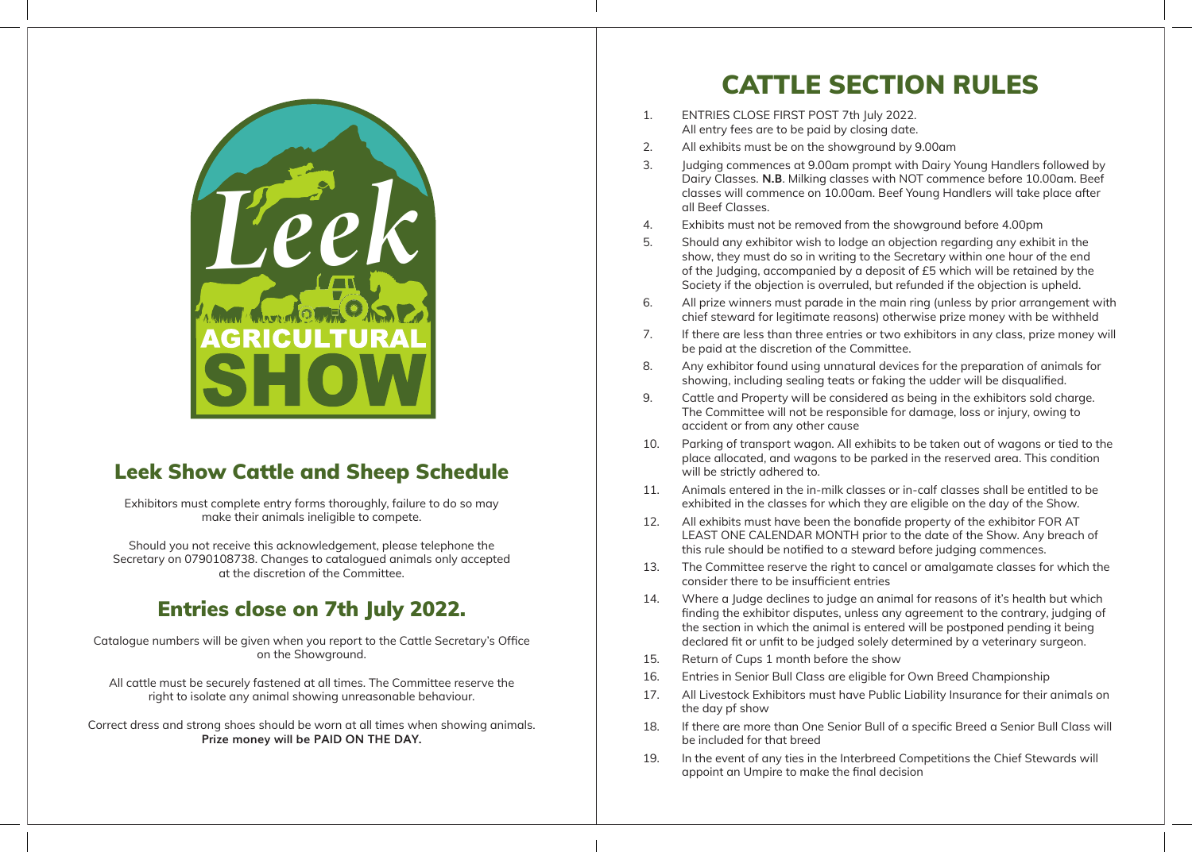Leek

AGRICULTURAL SHOW

## Leek Show Cattle and Sheep Schedule

Exhibitors must complete entry forms thoroughly, failure to do so may make their animals ineligible to compete.

Should you not receive this acknowledgement, please telephone the Secretary on 0790108738. Changes to catalogued animals only accepted at the discretion of the Committee.

## Entries close on 7th July 2022.

Catalogue numbers will be given when you report to the Cattle Secretary's Office on the Showground.

All cattle must be securely fastened at all times. The Committee reserve the right to isolate any animal showing unreasonable behaviour.

Correct dress and strong shoes should be worn at all times when showing animals.
**Prize money will be PAID ON THE DAY.**

# CATTLE SECTION RULES

1. ENTRIES CLOSE FIRST POST 7th July 2022.
   All entry fees are to be paid by closing date.
2. All exhibits must be on the showground by 9.00am
3. Judging commences at 9.00am prompt with Dairy Young Handlers followed by Dairy Classes. **N.B**. Milking classes with NOT commence before 10.00am. Beef classes will commence on 10.00am. Beef Young Handlers will take place after all Beef Classes.
4. Exhibits must not be removed from the showground before 4.00pm
5. Should any exhibitor wish to lodge an objection regarding any exhibit in the show, they must do so in writing to the Secretary within one hour of the end of the Judging, accompanied by a deposit of £5 which will be retained by the Society if the objection is overruled, but refunded if the objection is upheld.
6. All prize winners must parade in the main ring (unless by prior arrangement with chief steward for legitimate reasons) otherwise prize money with be withheld
7. If there are less than three entries or two exhibitors in any class, prize money will be paid at the discretion of the Committee.
8. Any exhibitor found using unnatural devices for the preparation of animals for showing, including sealing teats or faking the udder will be disqualified.
9. Cattle and Property will be considered as being in the exhibitors sold charge. The Committee will not be responsible for damage, loss or injury, owing to accident or from any other cause
10. Parking of transport wagon. All exhibits to be taken out of wagons or tied to the place allocated, and wagons to be parked in the reserved area. This condition will be strictly adhered to.
11. Animals entered in the in-milk classes or in-calf classes shall be entitled to be exhibited in the classes for which they are eligible on the day of the Show.
12. All exhibits must have been the bonafide property of the exhibitor FOR AT LEAST ONE CALENDAR MONTH prior to the date of the Show. Any breach of this rule should be notified to a steward before judging commences.
13. The Committee reserve the right to cancel or amalgamate classes for which the consider there to be insufficient entries
14. Where a Judge declines to judge an animal for reasons of it's health but which finding the exhibitor disputes, unless any agreement to the contrary, judging of the section in which the animal is entered will be postponed pending it being declared fit or unfit to be judged solely determined by a veterinary surgeon.
15. Return of Cups 1 month before the show
16. Entries in Senior Bull Class are eligible for Own Breed Championship
17. All Livestock Exhibitors must have Public Liability Insurance for their animals on the day pf show
18. If there are more than One Senior Bull of a specific Breed a Senior Bull Class will be included for that breed
19. In the event of any ties in the Interbreed Competitions the Chief Stewards will appoint an Umpire to make the final decision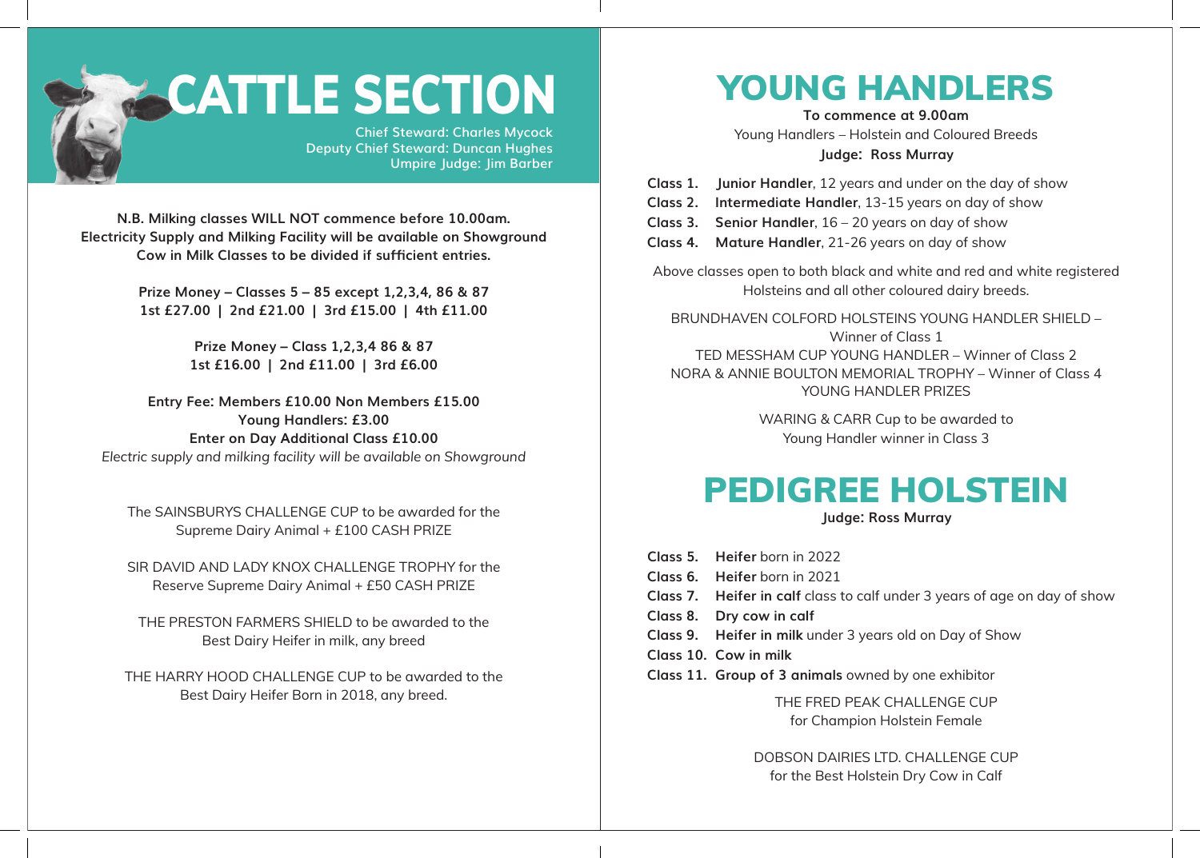# CATTLE SECTION

**Chief Steward: Charles Mycock**
**Deputy Chief Steward: Duncan Hughes**
**Umpire Judge: Jim Barber**

**N.B. Milking classes WILL NOT commence before 10.00am.**
**Electricity Supply and Milking Facility will be available on Showground**
**Cow in Milk Classes to be divided if sufficient entries.**

**Prize Money – Classes 5 – 85 except 1,2,3,4, 86 & 87**
**1st £27.00 | 2nd £21.00 | 3rd £15.00 | 4th £11.00**

**Prize Money – Class 1,2,3,4 86 & 87**
**1st £16.00 | 2nd £11.00 | 3rd £6.00**

**Entry Fee: Members £10.00 Non Members £15.00**
**Young Handlers: £3.00**
**Enter on Day Additional Class £10.00**
*Electric supply and milking facility will be available on Showground*

The SAINSBURYS CHALLENGE CUP to be awarded for the Supreme Dairy Animal + £100 CASH PRIZE

SIR DAVID AND LADY KNOX CHALLENGE TROPHY for the Reserve Supreme Dairy Animal + £50 CASH PRIZE

THE PRESTON FARMERS SHIELD to be awarded to the Best Dairy Heifer in milk, any breed

THE HARRY HOOD CHALLENGE CUP to be awarded to the Best Dairy Heifer Born in 2018, any breed.

# YOUNG HANDLERS

**To commence at 9.00am**
Young Handlers – Holstein and Coloured Breeds
**Judge: Ross Murray**

**Class 1.** **Junior Handler**, 12 years and under on the day of show
**Class 2.** **Intermediate Handler**, 13-15 years on day of show
**Class 3.** **Senior Handler**, 16 – 20 years on day of show
**Class 4.** **Mature Handler**, 21-26 years on day of show

Above classes open to both black and white and red and white registered Holsteins and all other coloured dairy breeds.

BRUNDHAVEN COLFORD HOLSTEINS YOUNG HANDLER SHIELD – Winner of Class 1
TED MESSHAM CUP YOUNG HANDLER – Winner of Class 2
NORA & ANNIE BOULTON MEMORIAL TROPHY – Winner of Class 4
YOUNG HANDLER PRIZES

WARING & CARR Cup to be awarded to Young Handler winner in Class 3

# PEDIGREE HOLSTEIN

**Judge: Ross Murray**

**Class 5.** **Heifer** born in 2022
**Class 6.** **Heifer** born in 2021
**Class 7.** **Heifer in calf** class to calf under 3 years of age on day of show
**Class 8.** **Dry cow in calf**
**Class 9.** **Heifer in milk** under 3 years old on Day of Show
**Class 10.** **Cow in milk**
**Class 11.** **Group of 3 animals** owned by one exhibitor

THE FRED PEAK CHALLENGE CUP for Champion Holstein Female

DOBSON DAIRIES LTD. CHALLENGE CUP for the Best Holstein Dry Cow in Calf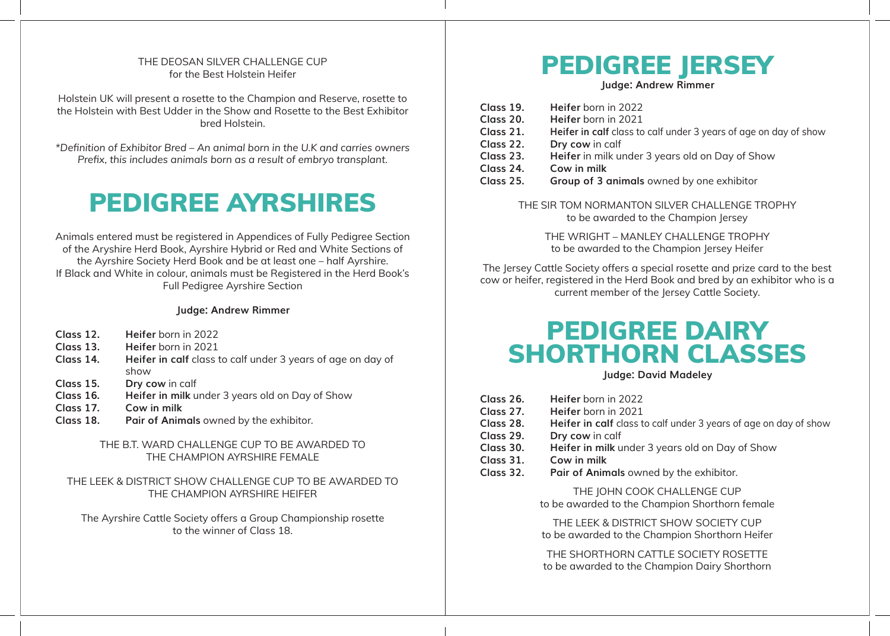THE DEOSAN SILVER CHALLENGE CUP
for the Best Holstein Heifer

Holstein UK will present a rosette to the Champion and Reserve, rosette to the Holstein with Best Udder in the Show and Rosette to the Best Exhibitor bred Holstein.

*\*Definition of Exhibitor Bred – An animal born in the U.K and carries owners Prefix, this includes animals born as a result of embryo transplant.*

# PEDIGREE AYRSHIRES

Animals entered must be registered in Appendices of Fully Pedigree Section of the Aryshire Herd Book, Ayrshire Hybrid or Red and White Sections of the Ayrshire Society Herd Book and be at least one – half Ayrshire. If Black and White in colour, animals must be Registered in the Herd Book's Full Pedigree Ayrshire Section

**Judge: Andrew Rimmer**

- **Class 12.** **Heifer** born in 2022
- **Class 13.** **Heifer** born in 2021
- **Class 14.** **Heifer in calf** class to calf under 3 years of age on day of show
- **Class 15.** **Dry cow** in calf
- **Class 16.** **Heifer in milk** under 3 years old on Day of Show
- **Class 17.** **Cow in milk**
- **Class 18.** **Pair of Animals** owned by the exhibitor.

THE B.T. WARD CHALLENGE CUP TO BE AWARDED TO THE CHAMPION AYRSHIRE FEMALE

THE LEEK & DISTRICT SHOW CHALLENGE CUP TO BE AWARDED TO THE CHAMPION AYRSHIRE HEIFER

The Ayrshire Cattle Society offers a Group Championship rosette to the winner of Class 18.

# PEDIGREE JERSEY

**Judge: Andrew Rimmer**

- **Class 19.** **Heifer** born in 2022
- **Class 20.** **Heifer** born in 2021
- **Class 21.** **Heifer in calf** class to calf under 3 years of age on day of show
- **Class 22.** **Dry cow** in calf
- **Class 23.** **Heifer** in milk under 3 years old on Day of Show
- **Class 24.** **Cow in milk**
- **Class 25.** **Group of 3 animals** owned by one exhibitor

THE SIR TOM NORMANTON SILVER CHALLENGE TROPHY
to be awarded to the Champion Jersey

THE WRIGHT – MANLEY CHALLENGE TROPHY
to be awarded to the Champion Jersey Heifer

The Jersey Cattle Society offers a special rosette and prize card to the best cow or heifer, registered in the Herd Book and bred by an exhibitor who is a current member of the Jersey Cattle Society.

# PEDIGREE DAIRY SHORTHORN CLASSES

**Judge: David Madeley**

- **Class 26.** **Heifer** born in 2022
- **Class 27.** **Heifer** born in 2021
- **Class 28.** **Heifer in calf** class to calf under 3 years of age on day of show
- **Class 29.** **Dry cow** in calf
- **Class 30.** **Heifer in milk** under 3 years of Day of Show
- **Class 31.** **Cow in milk**
- **Class 32.** **Pair of Animals** owned by the exhibitor.

THE JOHN COOK CHALLENGE CUP
to be awarded to the Champion Shorthorn female

THE LEEK & DISTRICT SHOW SOCIETY CUP
to be awarded to the Champion Shorthorn Heifer

THE SHORTHORN CATTLE SOCIETY ROSETTE
to be awarded to the Champion Dairy Shorthorn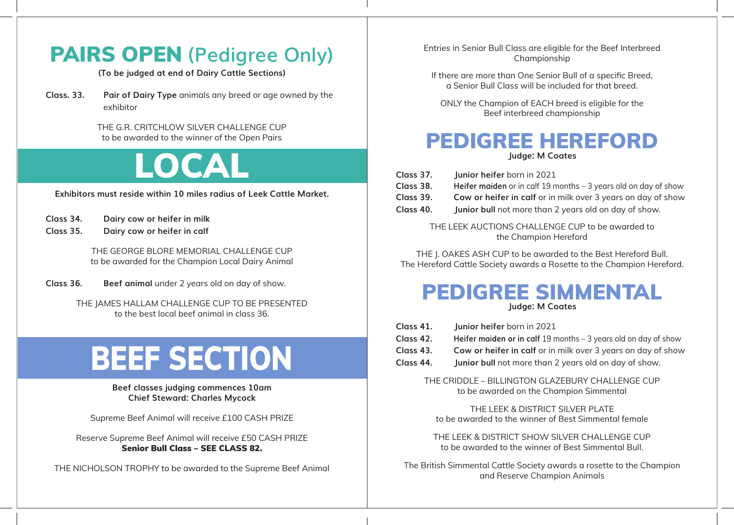# PAIRS OPEN (Pedigree Only)

**(To be judged at end of Dairy Cattle Sections)**

**Class. 33.** **Pair of Dairy Type** animals any breed or age owned by the exhibitor

THE G.R. CRITCHLOW SILVER CHALLENGE CUP
to be awarded to the winner of the Open Pairs

# LOCAL

**Exhibitors must reside within 10 miles radius of Leek Cattle Market.**

**Class 34.** **Dairy cow or heifer in milk**
**Class 35.** **Dairy cow or heifer in calf**

THE GEORGE BLORE MEMORIAL CHALLENGE CUP
to be awarded for the Champion Local Dairy Animal

**Class 36.** **Beef animal** under 2 years old on day of show.

THE JAMES HALLAM CHALLENGE CUP TO BE PRESENTED
to the best local beef animal in class 36.

# BEEF SECTION

**Beef classes judging commences 10am**
**Chief Steward: Charles Mycock**

Supreme Beef Animal will receive £100 CASH PRIZE

Reserve Supreme Beef Animal will receive £50 CASH PRIZE
**Senior Bull Class – SEE CLASS 82.**

THE NICHOLSON TROPHY to be awarded to the Supreme Beef Animal

Entries in Senior Bull Class are eligible for the Beef Interbreed Championship

If there are more than One Senior Bull of a specific Breed, a Senior Bull Class will be included for that breed.

ONLY the Champion of EACH breed is eligible for the Beef interbreed championship

## PEDIGREE HEREFORD

**Judge: M Coates**

**Class 37.** **Junior heifer** born in 2021
**Class 38.** **Heifer maiden** or in calf 19 months – 3 years old on day of show
**Class 39.** **Cow or heifer in calf** or in milk over 3 years on day of show
**Class 40.** **Junior bull** not more than 2 years old on day of show.

THE LEEK AUCTIONS CHALLENGE CUP to be awarded to the Champion Hereford

THE J. OAKES ASH CUP to be awarded to the Best Hereford Bull.
The Hereford Cattle Society awards a Rosette to the Champion Hereford.

## PEDIGREE SIMMENTAL

**Judge: M Coates**

**Class 41.** **Junior heifer** born in 2021
**Class 42.** **Heifer maiden or in calf** 19 months – 3 years old on day of show
**Class 43.** **Cow or heifer in calf** or in milk over 3 years on day of show
**Class 44.** **Junior bull** not more than 2 years old on day of show.

THE CRIDDLE – BILLINGTON GLAZEBURY CHALLENGE CUP
to be awarded on the Champion Simmental

THE LEEK & DISTRICT SILVER PLATE
to be awarded to the winner of Best Simmental female

THE LEEK & DISTRICT SHOW SILVER CHALLENGE CUP
to be awarded to the winner of Best Simmental Bull.

The British Simmental Cattle Society awards a rosette to the Champion and Reserve Champion Animals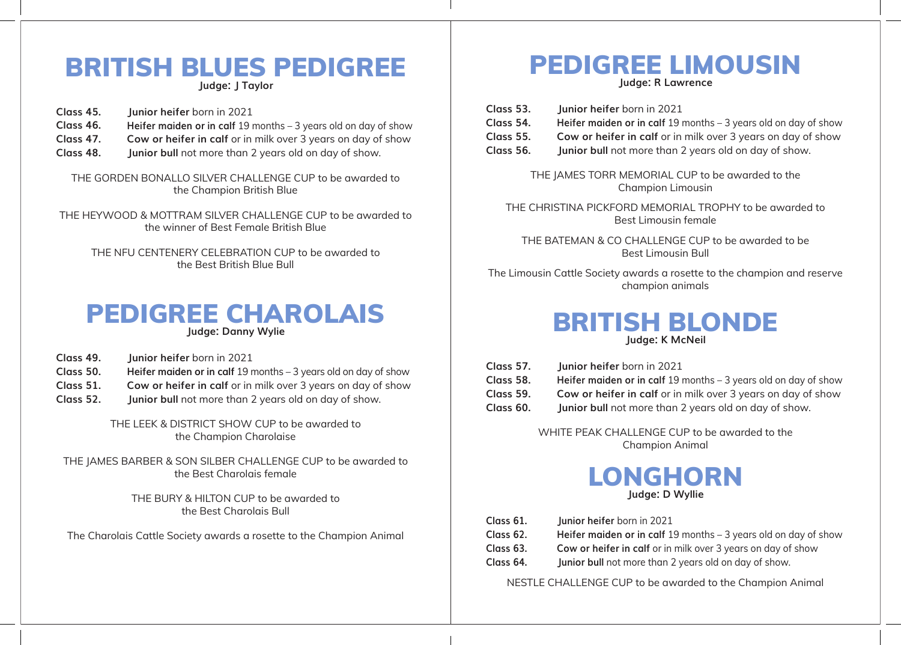# BRITISH BLUES PEDIGREE

**Judge: J Taylor**

**Class 45.** **Junior heifer** born in 2021
**Class 46.** **Heifer maiden or in calf** 19 months – 3 years old on day of show
**Class 47.** **Cow or heifer in calf** or in milk over 3 years on day of show
**Class 48.** **Junior bull** not more than 2 years old on day of show.

THE GORDEN BONALLO SILVER CHALLENGE CUP to be awarded to the Champion British Blue

THE HEYWOOD & MOTTRAM SILVER CHALLENGE CUP to be awarded to the winner of Best Female British Blue

THE NFU CENTENERY CELEBRATION CUP to be awarded to the Best British Blue Bull

# PEDIGREE CHAROLAIS

**Judge: Danny Wylie**

**Class 49.** **Junior heifer** born in 2021
**Class 50.** **Heifer maiden or in calf** 19 months – 3 years old on day of show
**Class 51.** **Cow or heifer in calf** or in milk over 3 years on day of show
**Class 52.** **Junior bull** not more than 2 years old on day of show.

THE LEEK & DISTRICT SHOW CUP to be awarded to the Champion Charolaise

THE JAMES BARBER & SON SILBER CHALLENGE CUP to be awarded to the Best Charolais female

THE BURY & HILTON CUP to be awarded to the Best Charolais Bull

The Charolais Cattle Society awards a rosette to the Champion Animal

# PEDIGREE LIMOUSIN

**Judge: R Lawrence**

**Class 53.** **Junior heifer** born in 2021
**Class 54.** **Heifer maiden or in calf** 19 months – 3 years old on day of show
**Class 55.** **Cow or heifer in calf** or in milk over 3 years on day of show
**Class 56.** **Junior bull** not more than 2 years old on day of show.

THE JAMES TORR MEMORIAL CUP to be awarded to the Champion Limousin

THE CHRISTINA PICKFORD MEMORIAL TROPHY to be awarded to Best Limousin female

THE BATEMAN & CO CHALLENGE CUP to be awarded to be Best Limousin Bull

The Limousin Cattle Society awards a rosette to the champion and reserve champion animals

# BRITISH BLONDE

**Judge: K McNeil**

**Class 57.** **Junior heifer** born in 2021
**Class 58.** **Heifer maiden or in calf** 19 months – 3 years old on day of show
**Class 59.** **Cow or heifer in calf** or in milk over 3 years on day of show
**Class 60.** **Junior bull** not more than 2 years old on day of show.

WHITE PEAK CHALLENGE CUP to be awarded to the Champion Animal

# LONGHORN

**Judge: D Wyllie**

**Class 61.** **Junior heifer** born in 2021
**Class 62.** **Heifer maiden or in calf** 19 months – 3 years old on day of show
**Class 63.** **Cow or heifer in calf** or in milk over 3 years on day of show
**Class 64.** **Junior bull** not more than 2 years old on day of show.

NESTLE CHALLENGE CUP to be awarded to the Champion Animal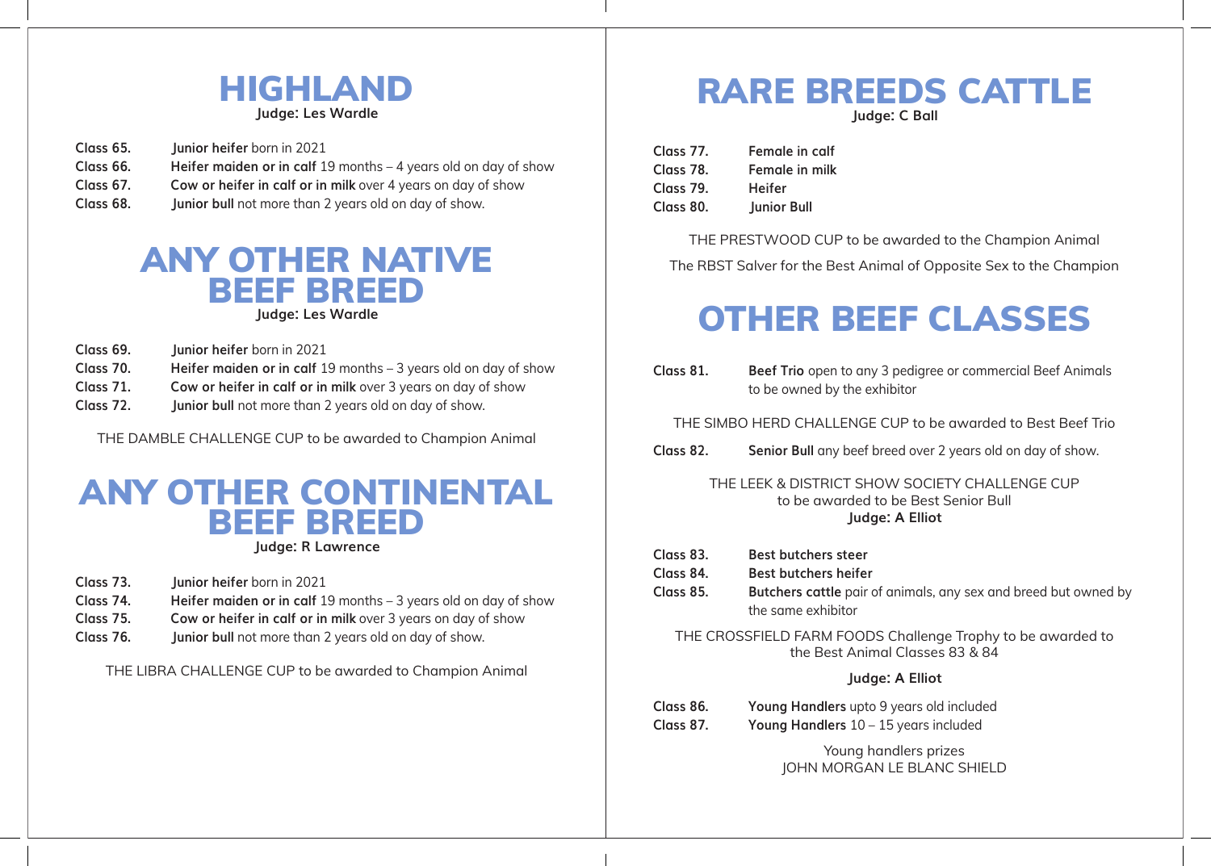# HIGHLAND

**Judge: Les Wardle**

**Class 65.** **Junior heifer** born in 2021
**Class 66.** **Heifer maiden or in calf** 19 months – 4 years old on day of show
**Class 67.** **Cow or heifer in calf or in milk** over 4 years on day of show
**Class 68.** **Junior bull** not more than 2 years old on day of show.

# ANY OTHER NATIVE BEEF BREED

**Judge: Les Wardle**

**Class 69.** **Junior heifer** born in 2021
**Class 70.** **Heifer maiden or in calf** 19 months – 3 years old on day of show
**Class 71.** **Cow or heifer in calf or in milk** over 3 years on day of show
**Class 72.** **Junior bull** not more than 2 years old on day of show.

THE DAMBLE CHALLENGE CUP to be awarded to Champion Animal

# ANY OTHER CONTINENTAL BEEF BREED

**Judge: R Lawrence**

**Class 73.** **Junior heifer** born in 2021
**Class 74.** **Heifer maiden or in calf** 19 months – 3 years old on day of show
**Class 75.** **Cow or heifer in calf or in milk** over 3 years on day of show
**Class 76.** **Junior bull** not more than 2 years old on day of show.

THE LIBRA CHALLENGE CUP to be awarded to Champion Animal

# RARE BREEDS CATTLE

**Judge: C Ball**

**Class 77.** **Female in calf**
**Class 78.** **Female in milk**
**Class 79.** **Heifer**
**Class 80.** **Junior Bull**

THE PRESTWOOD CUP to be awarded to the Champion Animal

The RBST Salver for the Best Animal of Opposite Sex to the Champion

# OTHER BEEF CLASSES

**Class 81.** **Beef Trio** open to any 3 pedigree or commercial Beef Animals to be owned by the exhibitor

THE SIMBO HERD CHALLENGE CUP to be awarded to Best Beef Trio

**Class 82.** **Senior Bull** any beef breed over 2 years old on day of show.

THE LEEK & DISTRICT SHOW SOCIETY CHALLENGE CUP
to be awarded to be Best Senior Bull
**Judge: A Elliot**

**Class 83.** **Best butchers steer**
**Class 84.** **Best butchers heifer**
**Class 85.** **Butchers cattle** pair of animals, any sex and breed but owned by the same exhibitor

THE CROSSFIELD FARM FOODS Challenge Trophy to be awarded to the Best Animal Classes 83 & 84

**Judge: A Elliot**

**Class 86.** **Young Handlers** upto 9 years old included
**Class 87.** **Young Handlers** 10 – 15 years included

Young handlers prizes
JOHN MORGAN LE BLANC SHIELD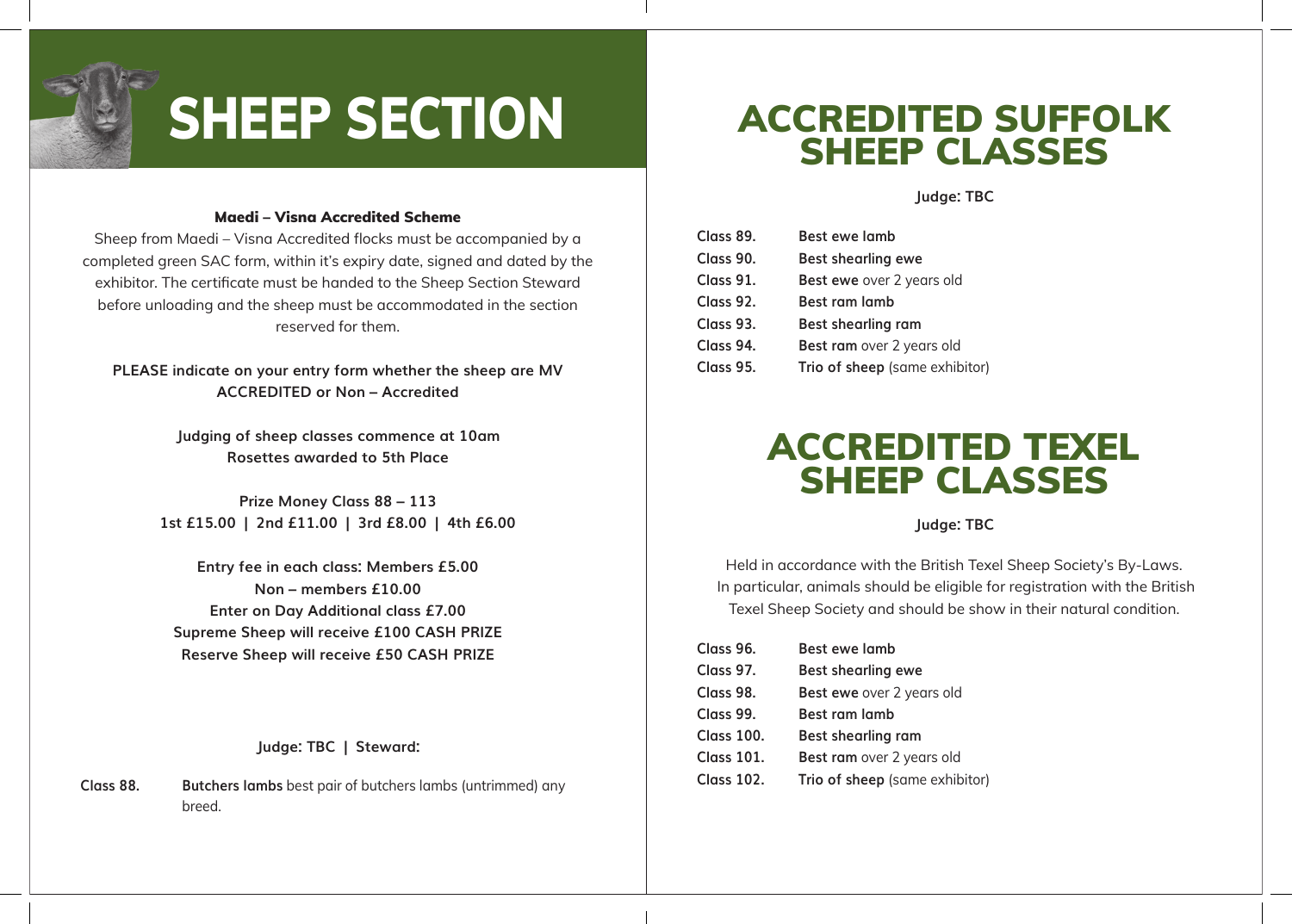# SHEEP SECTION

**Maedi – Visna Accredited Scheme**

Sheep from Maedi – Visna Accredited flocks must be accompanied by a completed green SAC form, within it's expiry date, signed and dated by the exhibitor. The certificate must be handed to the Sheep Section Steward before unloading and the sheep must be accommodated in the section reserved for them.

**PLEASE indicate on your entry form whether the sheep are MV ACCREDITED or Non – Accredited**

**Judging of sheep classes commence at 10am**
**Rosettes awarded to 5th Place**

**Prize Money Class 88 – 113**
**1st £15.00 | 2nd £11.00 | 3rd £8.00 | 4th £6.00**

**Entry fee in each class: Members £5.00**
**Non – members £10.00**
**Enter on Day Additional class £7.00**
**Supreme Sheep will receive £100 CASH PRIZE**
**Reserve Sheep will receive £50 CASH PRIZE**

**Judge: TBC | Steward:**

**Class 88.** **Butchers lambs** best pair of butchers lambs (untrimmed) any breed.

## ACCREDITED SUFFOLK SHEEP CLASSES

**Judge: TBC**

**Class 89.** **Best ewe lamb**
**Class 90.** **Best shearling ewe**
**Class 91.** **Best ewe** over 2 years old
**Class 92.** **Best ram lamb**
**Class 93.** **Best shearling ram**
**Class 94.** **Best ram** over 2 years old
**Class 95.** **Trio of sheep** (same exhibitor)

## ACCREDITED TEXEL SHEEP CLASSES

**Judge: TBC**

Held in accordance with the British Texel Sheep Society's By-Laws. In particular, animals should be eligible for registration with the British Texel Sheep Society and should be show in their natural condition.

**Class 96.** **Best ewe lamb**
**Class 97.** **Best shearling ewe**
**Class 98.** **Best ewe** over 2 years old
**Class 99.** **Best ram lamb**
**Class 100.** **Best shearling ram**
**Class 101.** **Best ram** over 2 years old
**Class 102.** **Trio of sheep** (same exhibitor)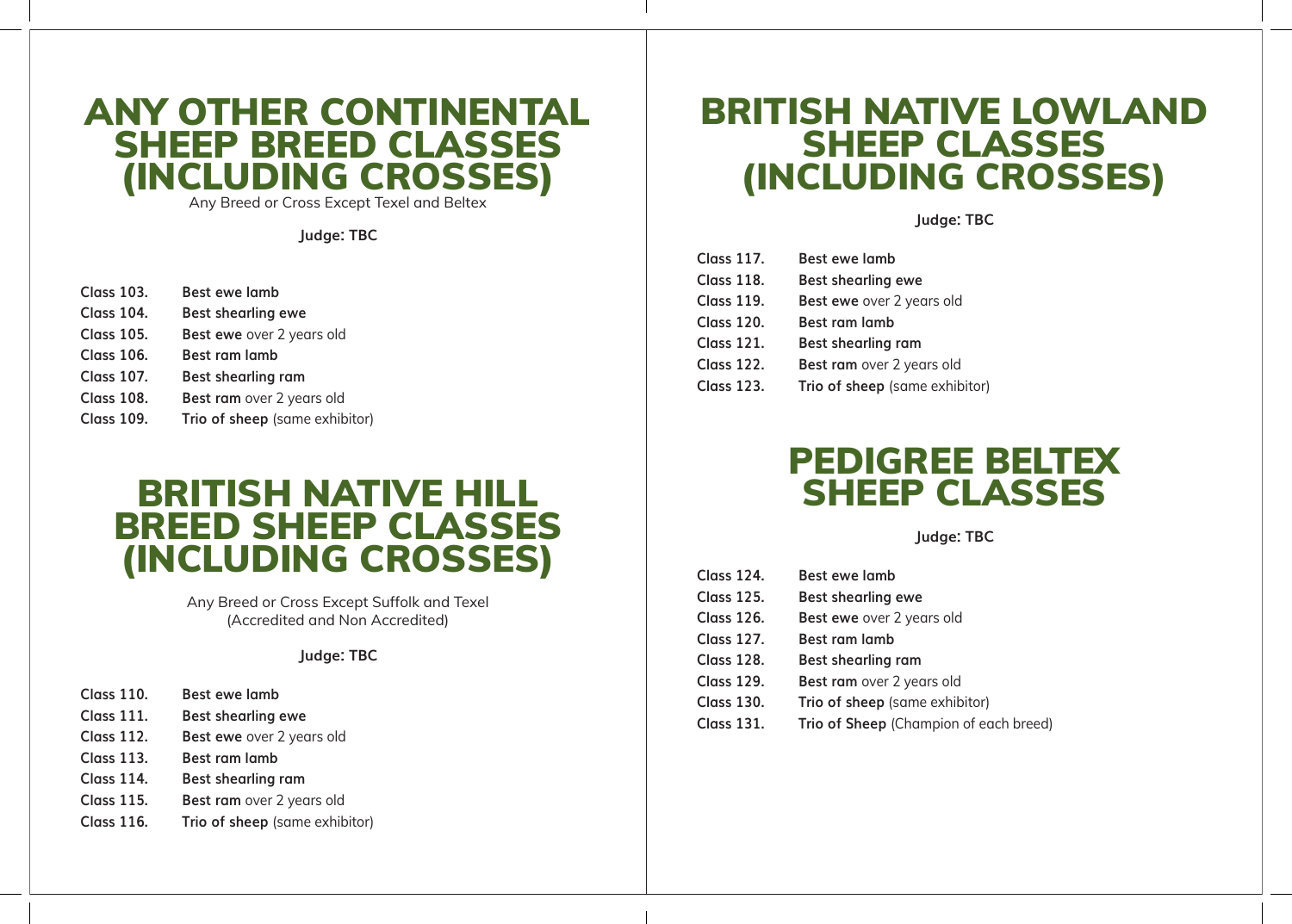# ANY OTHER CONTINENTAL SHEEP BREED CLASSES (INCLUDING CROSSES)

Any Breed or Cross Except Texel and Beltex

**Judge: TBC**

**Class 103.** **Best ewe lamb**
**Class 104.** **Best shearling ewe**
**Class 105.** **Best ewe** over 2 years old
**Class 106.** **Best ram lamb**
**Class 107.** **Best shearling ram**
**Class 108.** **Best ram** over 2 years old
**Class 109.** **Trio of sheep** (same exhibitor)

# BRITISH NATIVE HILL BREED SHEEP CLASSES (INCLUDING CROSSES)

Any Breed or Cross Except Suffolk and Texel
(Accredited and Non Accredited)

**Judge: TBC**

**Class 110.** **Best ewe lamb**
**Class 111.** **Best shearling ewe**
**Class 112.** **Best ewe** over 2 years old
**Class 113.** **Best ram lamb**
**Class 114.** **Best shearling ram**
**Class 115.** **Best ram** over 2 years old
**Class 116.** **Trio of sheep** (same exhibitor)

# BRITISH NATIVE LOWLAND SHEEP CLASSES (INCLUDING CROSSES)

**Judge: TBC**

**Class 117.** **Best ewe lamb**
**Class 118.** **Best shearling ewe**
**Class 119.** **Best ewe** over 2 years old
**Class 120.** **Best ram lamb**
**Class 121.** **Best shearling ram**
**Class 122.** **Best ram** over 2 years old
**Class 123.** **Trio of sheep** (same exhibitor)

# PEDIGREE BELTEX SHEEP CLASSES

**Judge: TBC**

**Class 124.** **Best ewe lamb**
**Class 125.** **Best shearling ewe**
**Class 126.** **Best ewe** over 2 years old
**Class 127.** **Best ram lamb**
**Class 128.** **Best shearling ram**
**Class 129.** **Best ram** over 2 years old
**Class 130.** **Trio of sheep** (same exhibitor)
**Class 131.** **Trio of Sheep** (Champion of each breed)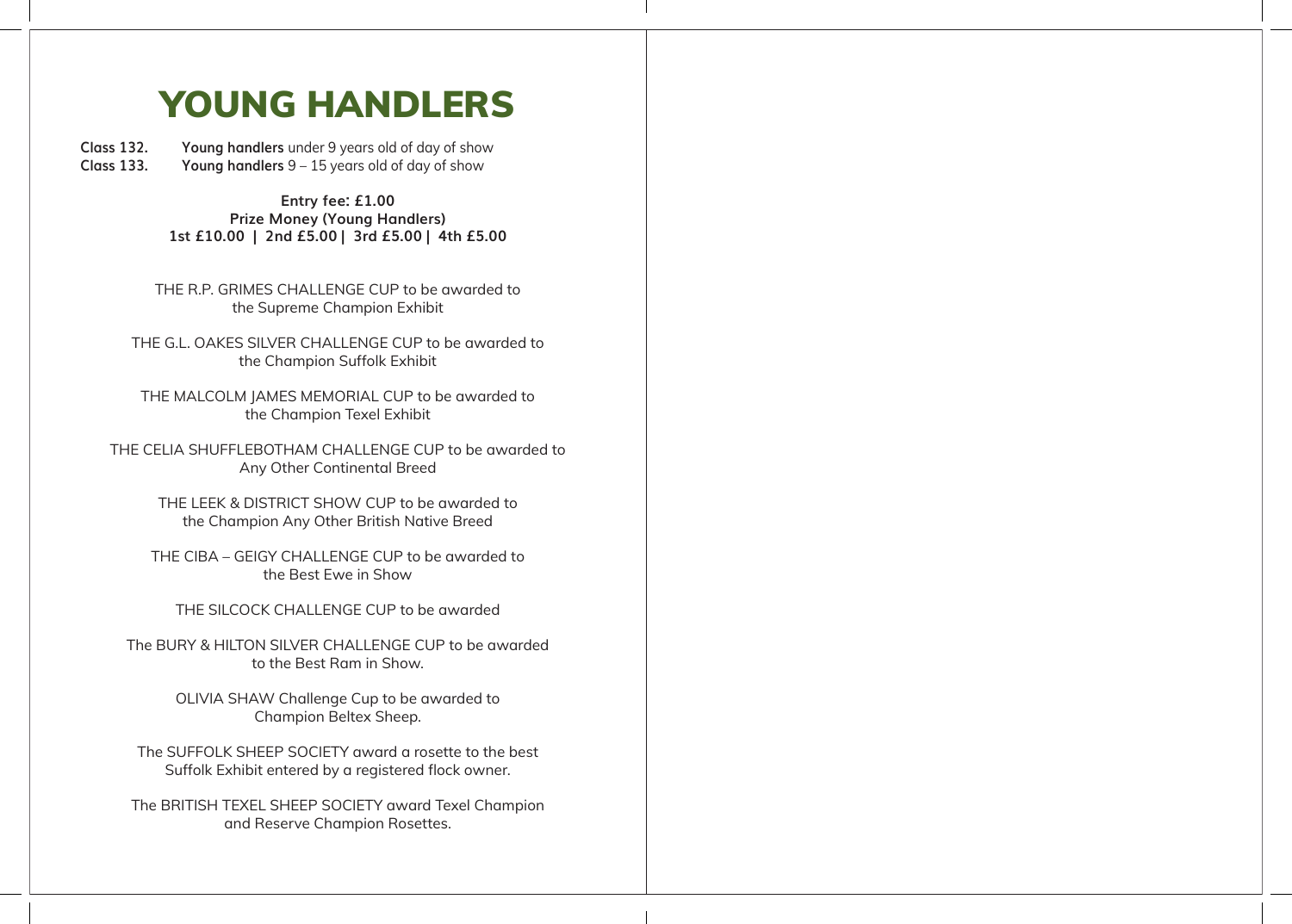# YOUNG HANDLERS

**Class 132.** **Young handlers** under 9 years old of day of show
**Class 133.** **Young handlers** 9 – 15 years old of day of show

**Entry fee: £1.00**
**Prize Money (Young Handlers)**
**1st £10.00 | 2nd £5.00 | 3rd £5.00 | 4th £5.00**

THE R.P. GRIMES CHALLENGE CUP to be awarded to the Supreme Champion Exhibit

THE G.L. OAKES SILVER CHALLENGE CUP to be awarded to the Champion Suffolk Exhibit

THE MALCOLM JAMES MEMORIAL CUP to be awarded to the Champion Texel Exhibit

THE CELIA SHUFFLEBOTHAM CHALLENGE CUP to be awarded to Any Other Continental Breed

THE LEEK & DISTRICT SHOW CUP to be awarded to the Champion Any Other British Native Breed

THE CIBA – GEIGY CHALLENGE CUP to be awarded to the Best Ewe in Show

THE SILCOCK CHALLENGE CUP to be awarded

The BURY & HILTON SILVER CHALLENGE CUP to be awarded to the Best Ram in Show.

OLIVIA SHAW Challenge Cup to be awarded to Champion Beltex Sheep.

The SUFFOLK SHEEP SOCIETY award a rosette to the best Suffolk Exhibit entered by a registered flock owner.

The BRITISH TEXEL SHEEP SOCIETY award Texel Champion and Reserve Champion Rosettes.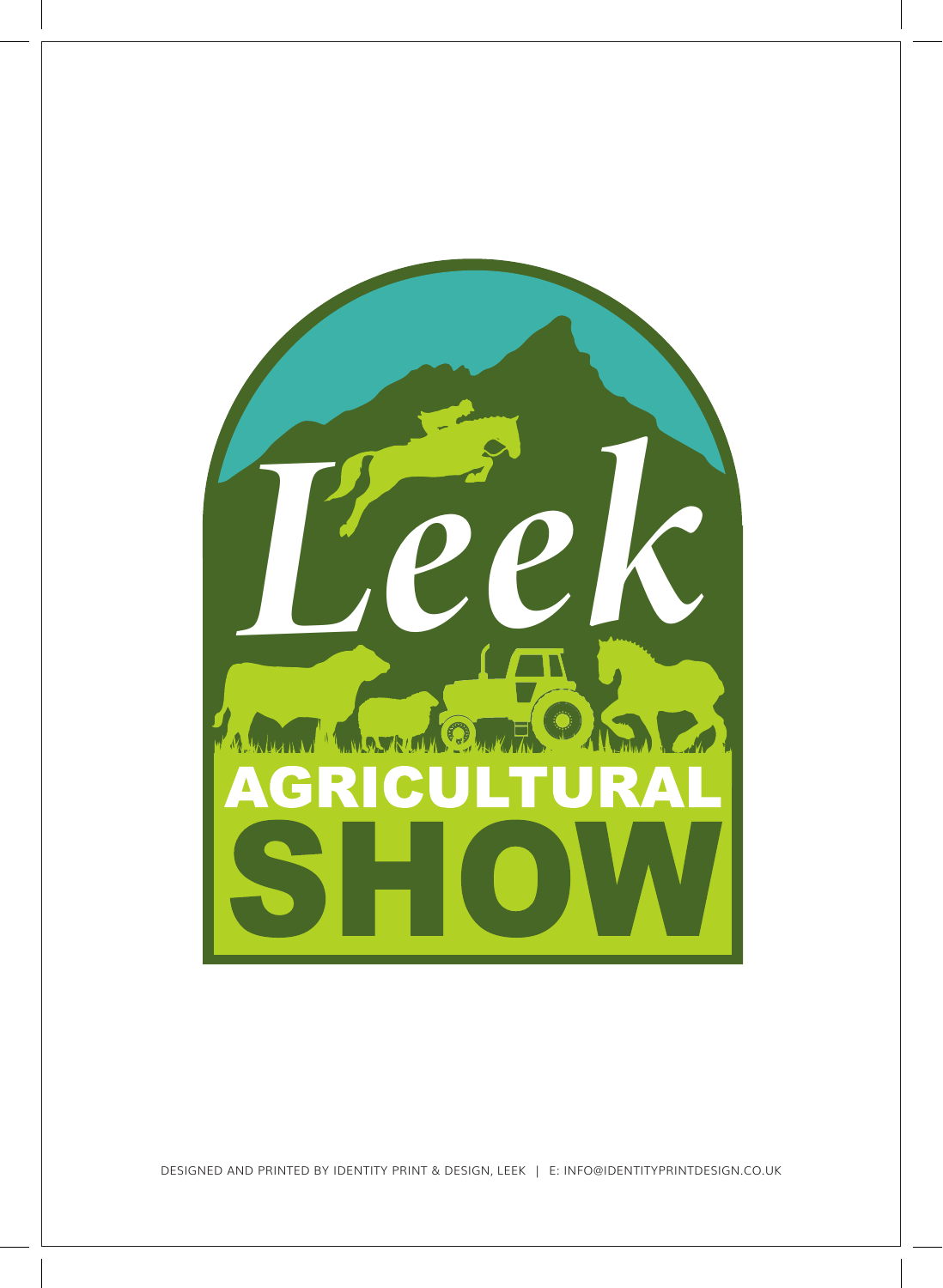Leek

AGRICULTURAL

SHOW

DESIGNED AND PRINTED BY IDENTITY PRINT & DESIGN, LEEK | E: INFO@IDENTITYPRINTDESIGN.CO.UK